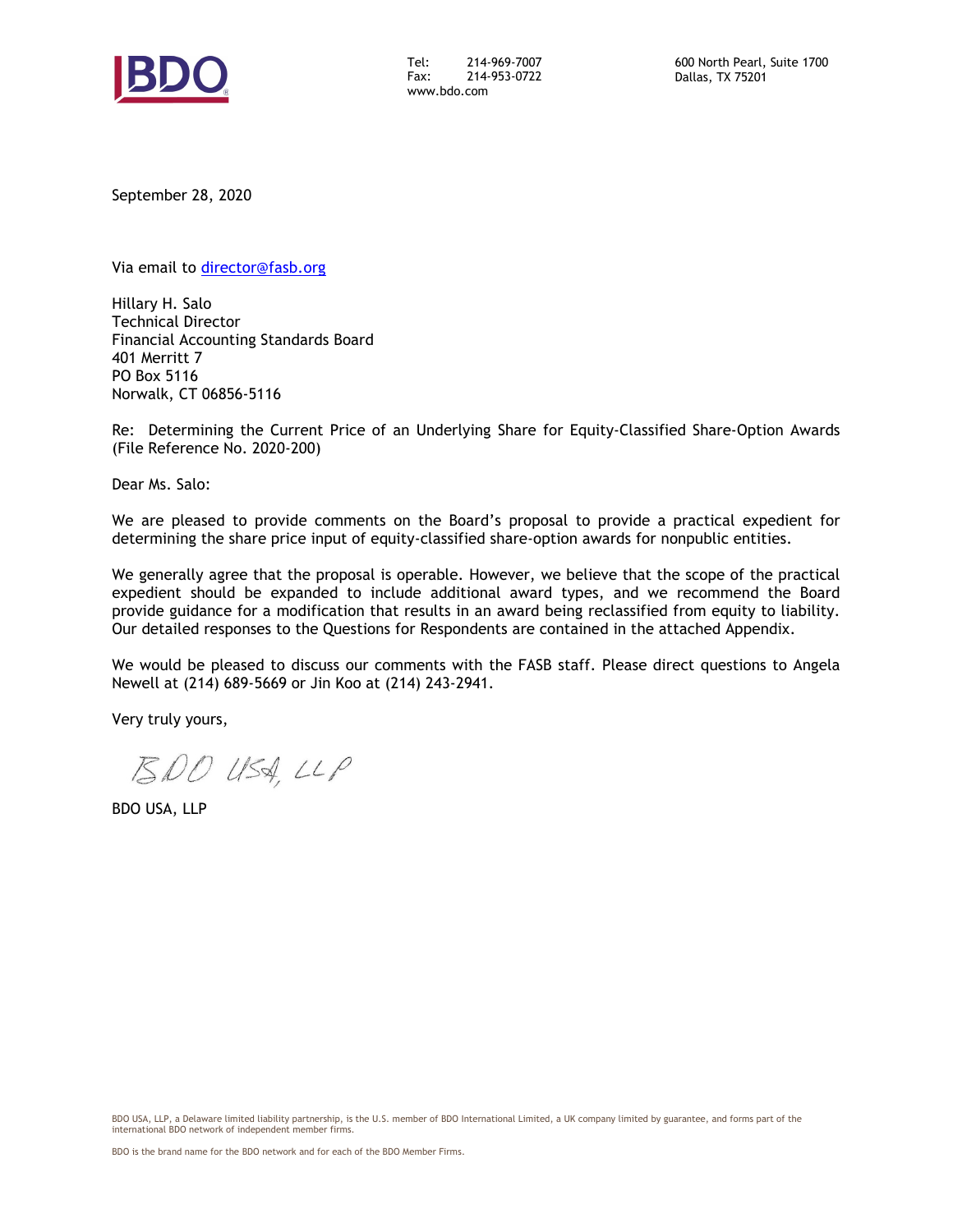BDO

Tel: 214-969-7007
Fax: 214-953-0722
www.bdo.com

600 North Pearl, Suite 1700
Dallas, TX 75201

September 28, 2020

Via email to director@fasb.org

Hillary H. Salo
Technical Director
Financial Accounting Standards Board
401 Merritt 7
PO Box 5116
Norwalk, CT 06856-5116

Re: Determining the Current Price of an Underlying Share for Equity-Classified Share-Option Awards (File Reference No. 2020-200)

Dear Ms. Salo:

We are pleased to provide comments on the Board's proposal to provide a practical expedient for determining the share price input of equity-classified share-option awards for nonpublic entities.

We generally agree that the proposal is operable. However, we believe that the scope of the practical expedient should be expanded to include additional award types, and we recommend the Board provide guidance for a modification that results in an award being reclassified from equity to liability. Our detailed responses to the Questions for Respondents are contained in the attached Appendix.

We would be pleased to discuss our comments with the FASB staff. Please direct questions to Angela Newell at (214) 689-5669 or Jin Koo at (214) 243-2941.

Very truly yours,

BDO USA, LLP

BDO USA, LLP

BDO USA, LLP, a Delaware limited liability partnership, is the U.S. member of BDO International Limited, a UK company limited by guarantee, and forms part of the international BDO network of independent member firms.

BDO is the brand name for the BDO network and for each of the BDO Member Firms.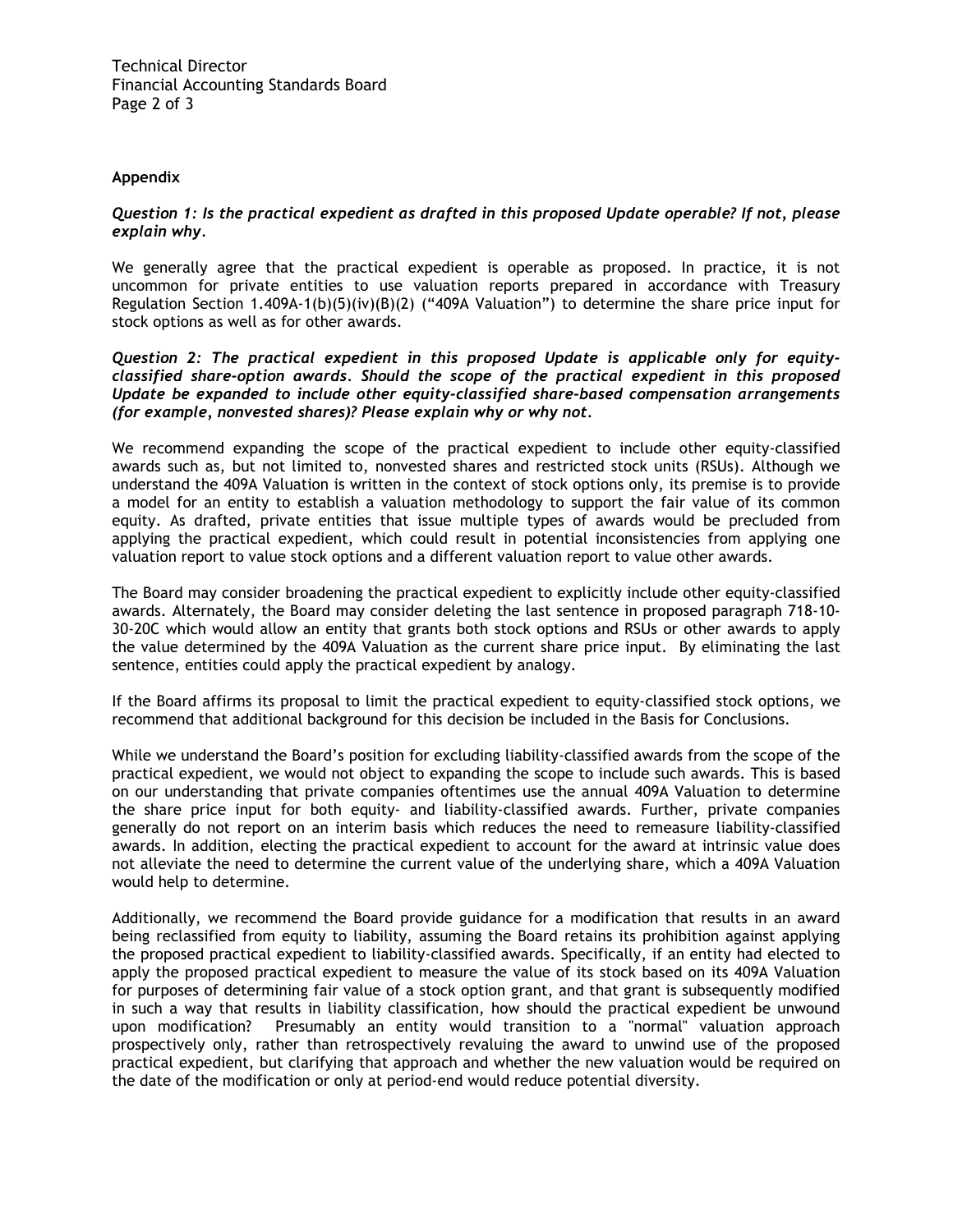**Appendix**

***Question 1: Is the practical expedient as drafted in this proposed Update operable? If not, please explain why.***

We generally agree that the practical expedient is operable as proposed. In practice, it is not uncommon for private entities to use valuation reports prepared in accordance with Treasury Regulation Section 1.409A-1(b)(5)(iv)(B)(2) ("409A Valuation") to determine the share price input for stock options as well as for other awards.

***Question 2: The practical expedient in this proposed Update is applicable only for equity-classified share-option awards. Should the scope of the practical expedient in this proposed Update be expanded to include other equity-classified share-based compensation arrangements (for example, nonvested shares)? Please explain why or why not.***

We recommend expanding the scope of the practical expedient to include other equity-classified awards such as, but not limited to, nonvested shares and restricted stock units (RSUs). Although we understand the 409A Valuation is written in the context of stock options only, its premise is to provide a model for an entity to establish a valuation methodology to support the fair value of its common equity. As drafted, private entities that issue multiple types of awards would be precluded from applying the practical expedient, which could result in potential inconsistencies from applying one valuation report to value stock options and a different valuation report to value other awards.

The Board may consider broadening the practical expedient to explicitly include other equity-classified awards. Alternately, the Board may consider deleting the last sentence in proposed paragraph 718-10-30-20C which would allow an entity that grants both stock options and RSUs or other awards to apply the value determined by the 409A Valuation as the current share price input. By eliminating the last sentence, entities could apply the practical expedient by analogy.

If the Board affirms its proposal to limit the practical expedient to equity-classified stock options, we recommend that additional background for this decision be included in the Basis for Conclusions.

While we understand the Board's position for excluding liability-classified awards from the scope of the practical expedient, we would not object to expanding the scope to include such awards. This is based on our understanding that private companies oftentimes use the annual 409A Valuation to determine the share price input for both equity- and liability-classified awards. Further, private companies generally do not report on an interim basis which reduces the need to remeasure liability-classified awards. In addition, electing the practical expedient to account for the award at intrinsic value does not alleviate the need to determine the current value of the underlying share, which a 409A Valuation would help to determine.

Additionally, we recommend the Board provide guidance for a modification that results in an award being reclassified from equity to liability, assuming the Board retains its prohibition against applying the proposed practical expedient to liability-classified awards. Specifically, if an entity had elected to apply the proposed practical expedient to measure the value of its stock based on its 409A Valuation for purposes of determining fair value of a stock option grant, and that grant is subsequently modified in such a way that results in liability classification, how should the practical expedient be unwound upon modification? Presumably an entity would transition to a "normal" valuation approach prospectively only, rather than retrospectively revaluing the award to unwind use of the proposed practical expedient, but clarifying that approach and whether the new valuation would be required on the date of the modification or only at period-end would reduce potential diversity.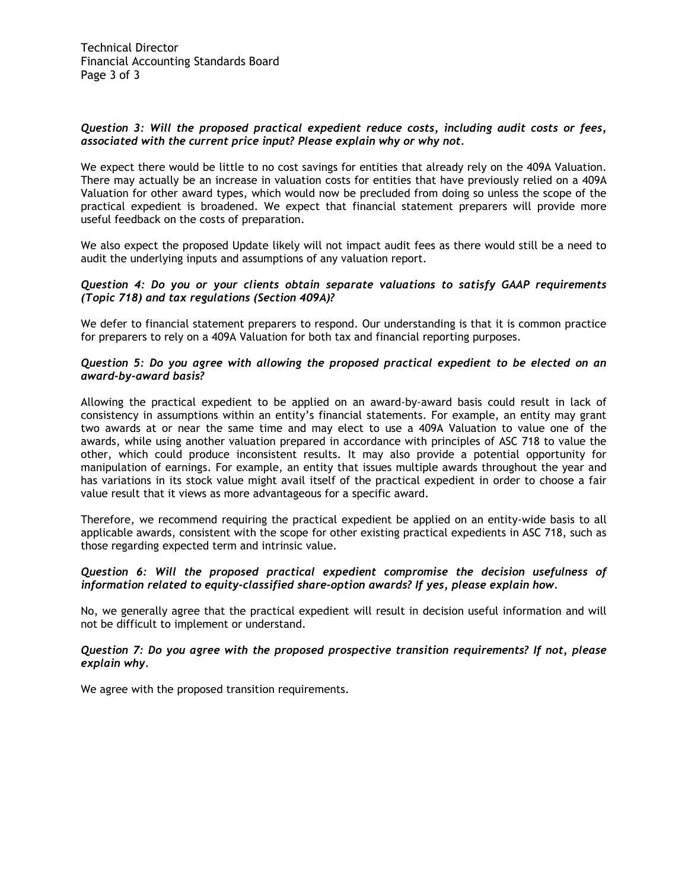***Question 3: Will the proposed practical expedient reduce costs, including audit costs or fees, associated with the current price input? Please explain why or why not.***

We expect there would be little to no cost savings for entities that already rely on the 409A Valuation. There may actually be an increase in valuation costs for entities that have previously relied on a 409A Valuation for other award types, which would now be precluded from doing so unless the scope of the practical expedient is broadened. We expect that financial statement preparers will provide more useful feedback on the costs of preparation.

We also expect the proposed Update likely will not impact audit fees as there would still be a need to audit the underlying inputs and assumptions of any valuation report.

***Question 4: Do you or your clients obtain separate valuations to satisfy GAAP requirements (Topic 718) and tax regulations (Section 409A)?***

We defer to financial statement preparers to respond. Our understanding is that it is common practice for preparers to rely on a 409A Valuation for both tax and financial reporting purposes.

***Question 5: Do you agree with allowing the proposed practical expedient to be elected on an award-by-award basis?***

Allowing the practical expedient to be applied on an award-by-award basis could result in lack of consistency in assumptions within an entity's financial statements. For example, an entity may grant two awards at or near the same time and may elect to use a 409A Valuation to value one of the awards, while using another valuation prepared in accordance with principles of ASC 718 to value the other, which could produce inconsistent results. It may also provide a potential opportunity for manipulation of earnings. For example, an entity that issues multiple awards throughout the year and has variations in its stock value might avail itself of the practical expedient in order to choose a fair value result that it views as more advantageous for a specific award.

Therefore, we recommend requiring the practical expedient be applied on an entity-wide basis to all applicable awards, consistent with the scope for other existing practical expedients in ASC 718, such as those regarding expected term and intrinsic value.

***Question 6: Will the proposed practical expedient compromise the decision usefulness of information related to equity-classified share-option awards? If yes, please explain how.***

No, we generally agree that the practical expedient will result in decision useful information and will not be difficult to implement or understand.

***Question 7: Do you agree with the proposed prospective transition requirements? If not, please explain why.***

We agree with the proposed transition requirements.